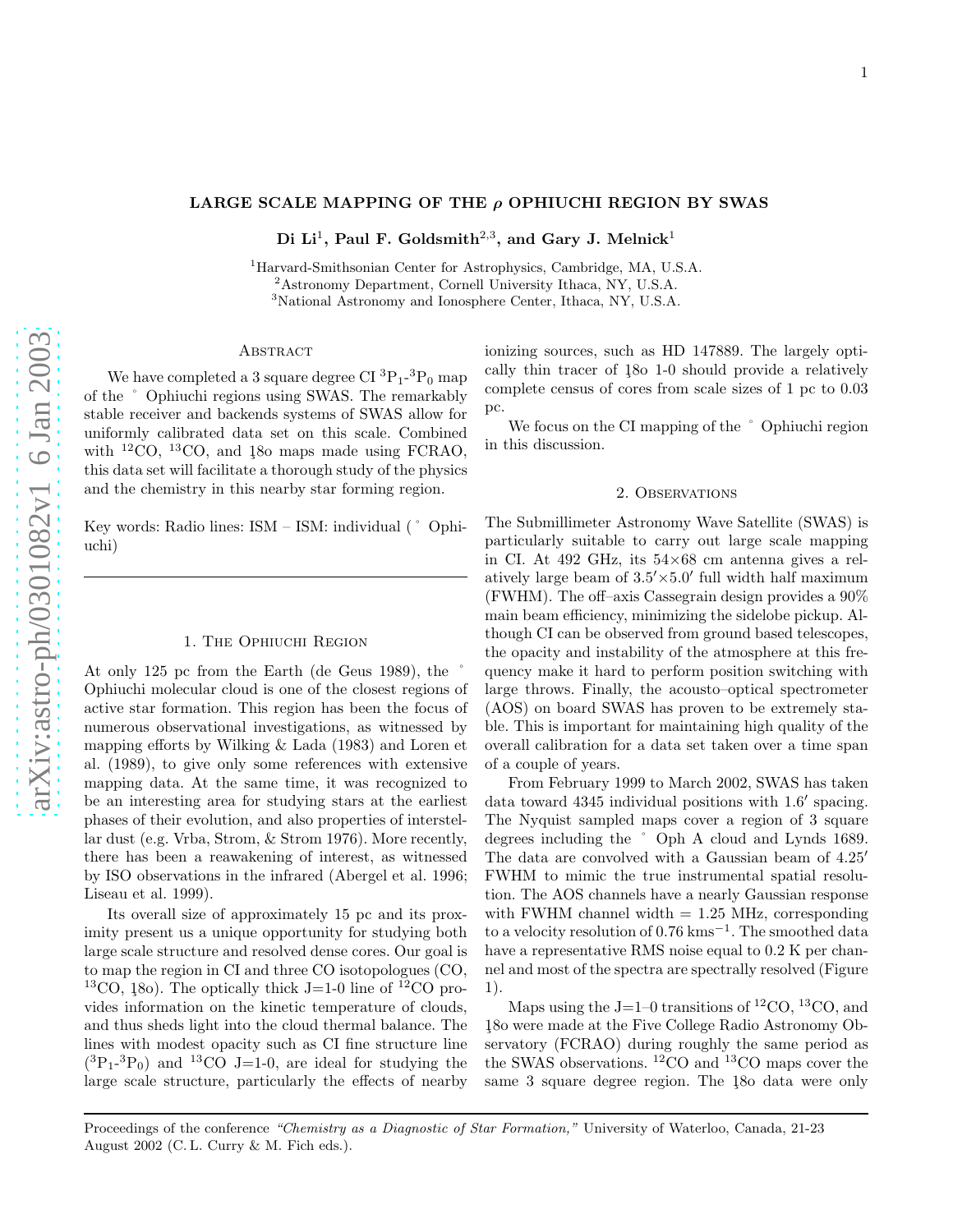# LARGE SCALE MAPPING OF THE $\rho$ OPHIUCHI REGION BY SWAS

**Di Li[1], Paul F. Goldsmith[2,3], and Gary J. Melnick[1]**

[1]Harvard-Smithsonian Center for Astrophysics, Cambridge, MA, U.S.A.
[2]Astronomy Department, Cornell University Ithaca, NY, U.S.A.
[3]National Astronomy and Ionosphere Center, Ithaca, NY, U.S.A.

## Abstract

We have completed a 3 square degree CI $^3P_1$-$^3P_0$ map of the ˚ Ophiuchi regions using SWAS. The remarkably stable receiver and backends systems of SWAS allow for uniformly calibrated data set on this scale. Combined with $^{12}$CO, $^{13}$CO, and ˛18o maps made using FCRAO, this data set will facilitate a thorough study of the physics and the chemistry in this nearby star forming region.

Key words: Radio lines: ISM – ISM: individual ( ˚ Ophiuchi)

## 1. The Ophiuchi Region

At only 125 pc from the Earth (de Geus 1989), the ˚ Ophiuchi molecular cloud is one of the closest regions of active star formation. This region has been the focus of numerous observational investigations, as witnessed by mapping efforts by Wilking & Lada (1983) and Loren et al. (1989), to give only some references with extensive mapping data. At the same time, it was recognized to be an interesting area for studying stars at the earliest phases of their evolution, and also properties of interstellar dust (e.g. Vrba, Strom, & Strom 1976). More recently, there has been a reawakening of interest, as witnessed by ISO observations in the infrared (Abergel et al. 1996; Liseau et al. 1999).

Its overall size of approximately 15 pc and its proximity present us a unique opportunity for studying both large scale structure and resolved dense cores. Our goal is to map the region in CI and three CO isotopologues (CO, $^{13}$CO, ˛18o). The optically thick J=1-0 line of $^{12}$CO provides information on the kinetic temperature of clouds, and thus sheds light into the cloud thermal balance. The lines with modest opacity such as CI fine structure line ($^3P_1$-$^3P_0$) and $^{13}$CO J=1-0, are ideal for studying the large scale structure, particularly the effects of nearby ionizing sources, such as HD 147889. The largely optically thin tracer of ˛18o 1-0 should provide a relatively complete census of cores from scale sizes of 1 pc to 0.03 pc.

We focus on the CI mapping of the ˚ Ophiuchi region in this discussion.

## 2. Observations

The Submillimeter Astronomy Wave Satellite (SWAS) is particularly suitable to carry out large scale mapping in CI. At 492 GHz, its 54×68 cm antenna gives a relatively large beam of $3.5' \times 5.0'$ full width half maximum (FWHM). The off–axis Cassegrain design provides a 90% main beam efficiency, minimizing the sidelobe pickup. Although CI can be observed from ground based telescopes, the opacity and instability of the atmosphere at this frequency make it hard to perform position switching with large throws. Finally, the acousto–optical spectrometer (AOS) on board SWAS has proven to be extremely stable. This is important for maintaining high quality of the overall calibration for a data set taken over a time span of a couple of years.

From February 1999 to March 2002, SWAS has taken data toward 4345 individual positions with $1.6'$ spacing. The Nyquist sampled maps cover a region of 3 square degrees including the ˚ Oph A cloud and Lynds 1689. The data are convolved with a Gaussian beam of $4.25'$ FWHM to mimic the true instrumental spatial resolution. The AOS channels have a nearly Gaussian response with FWHM channel width = 1.25 MHz, corresponding to a velocity resolution of 0.76 kms$^{-1}$. The smoothed data have a representative RMS noise equal to 0.2 K per channel and most of the spectra are spectrally resolved (Figure 1).

Maps using the J=1–0 transitions of $^{12}$CO, $^{13}$CO, and ˛18o were made at the Five College Radio Astronomy Observatory (FCRAO) during roughly the same period as the SWAS observations. $^{12}$CO and $^{13}$CO maps cover the same 3 square degree region. The ˛18o data were only

Proceedings of the conference *"Chemistry as a Diagnostic of Star Formation,"* University of Waterloo, Canada, 21-23 August 2002 (C. L. Curry & M. Fich eds.).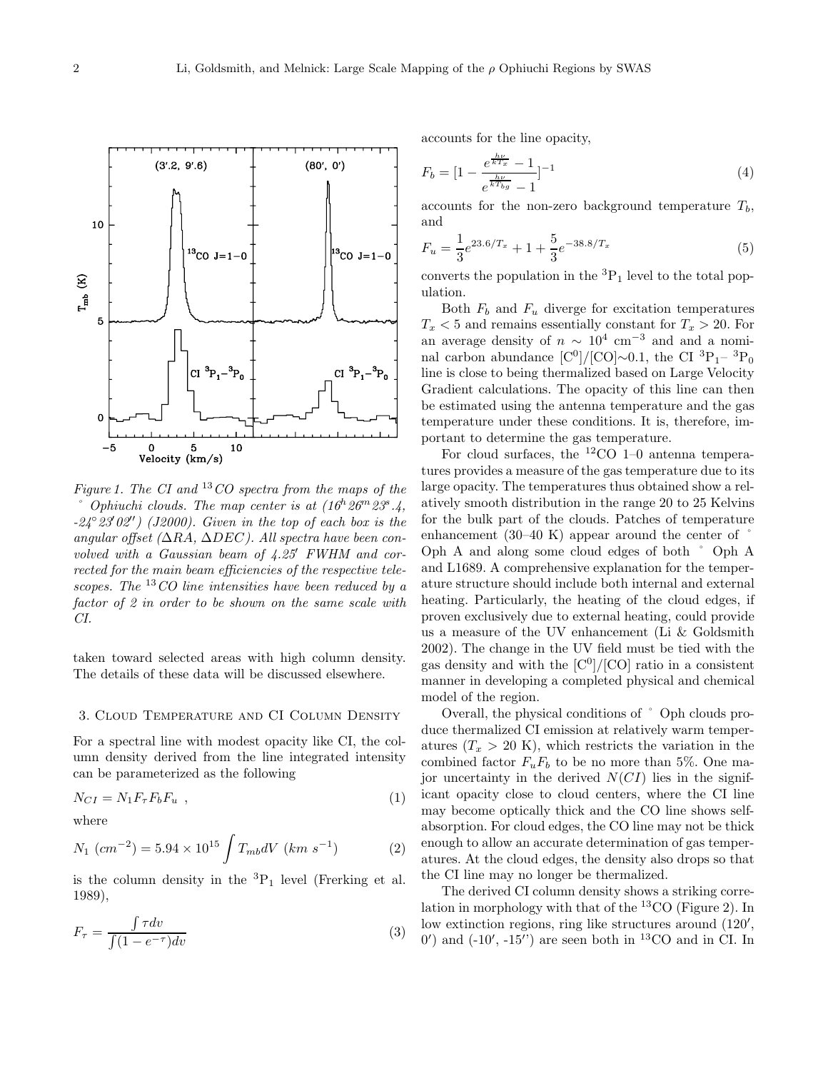*Figure 1. The CI and $^{13}CO$ spectra from the maps of the ρ Ophiuchi clouds. The map center is at ($16^h 26^m 23^s.4$, $-24° 23' 02''$) (J2000). Given in the top of each box is the angular offset (ΔRA, ΔDEC). All spectra have been convolved with a Gaussian beam of 4.25′ FWHM and corrected for the main beam efficiencies of the respective telescopes. The $^{13}CO$ line intensities have been reduced by a factor of 2 in order to be shown on the same scale with CI.*

taken toward selected areas with high column density. The details of these data will be discussed elsewhere.

## 3. Cloud Temperature and CI Column Density

For a spectral line with modest opacity like CI, the column density derived from the line integrated intensity can be parameterized as the following

$$N_{CI} = N_1 F_\tau F_b F_u \ , \tag{1}$$

where

$$N_1 \ (cm^{-2}) = 5.94 \times 10^{15} \int T_{mb} dV \ (km \ s^{-1}) \tag{2}$$

is the column density in the $^3P_1$ level (Frerking et al. 1989),

$$F_\tau = \frac{\int \tau dv}{\int (1 - e^{-\tau}) dv} \tag{3}$$

accounts for the line opacity,

$$F_b = [1 - \frac{e^{\frac{h\nu}{kT_x}} - 1}{e^{\frac{h\nu}{kT_{bg}}} - 1}]^{-1} \tag{4}$$

accounts for the non-zero background temperature $T_b$, and

$$F_u = \frac{1}{3} e^{23.6/T_x} + 1 + \frac{5}{3} e^{-38.8/T_x} \tag{5}$$

converts the population in the $^3P_1$ level to the total population.

Both $F_b$ and $F_u$ diverge for excitation temperatures $T_x < 5$ and remains essentially constant for $T_x > 20$. For an average density of $n \sim 10^4$ cm$^{-3}$ and and a nominal carbon abundance [C$^0$]/[CO]∼0.1, the CI $^3P_1$– $^3P_0$ line is close to being thermalized based on Large Velocity Gradient calculations. The opacity of this line can then be estimated using the antenna temperature and the gas temperature under these conditions. It is, therefore, important to determine the gas temperature.

For cloud surfaces, the $^{12}$CO 1–0 antenna temperatures provides a measure of the gas temperature due to its large opacity. The temperatures thus obtained show a relatively smooth distribution in the range 20 to 25 Kelvins for the bulk part of the clouds. Patches of temperature enhancement (30–40 K) appear around the center of ρ Oph A and along some cloud edges of both ρ Oph A and L1689. A comprehensive explanation for the temperature structure should include both internal and external heating. Particularly, the heating of the cloud edges, if proven exclusively due to external heating, could provide us a measure of the UV enhancement (Li & Goldsmith 2002). The change in the UV field must be tied with the gas density and with the [C$^0$]/[CO] ratio in a consistent manner in developing a completed physical and chemical model of the region.

Overall, the physical conditions of ρ Oph clouds produce thermalized CI emission at relatively warm temperatures ($T_x > 20$ K), which restricts the variation in the combined factor $F_u F_b$ to be no more than 5%. One major uncertainty in the derived $N(CI)$ lies in the significant opacity close to cloud centers, where the CI line may become optically thick and the CO line shows self-absorption. For cloud edges, the CO line may not be thick enough to allow an accurate determination of gas temperatures. At the cloud edges, the density also drops so that the CI line may no longer be thermalized.

The derived CI column density shows a striking correlation in morphology with that of the $^{13}$CO (Figure 2). In low extinction regions, ring like structures around (120′, 0′) and (-10′, -15′′) are seen both in $^{13}$CO and in CI. In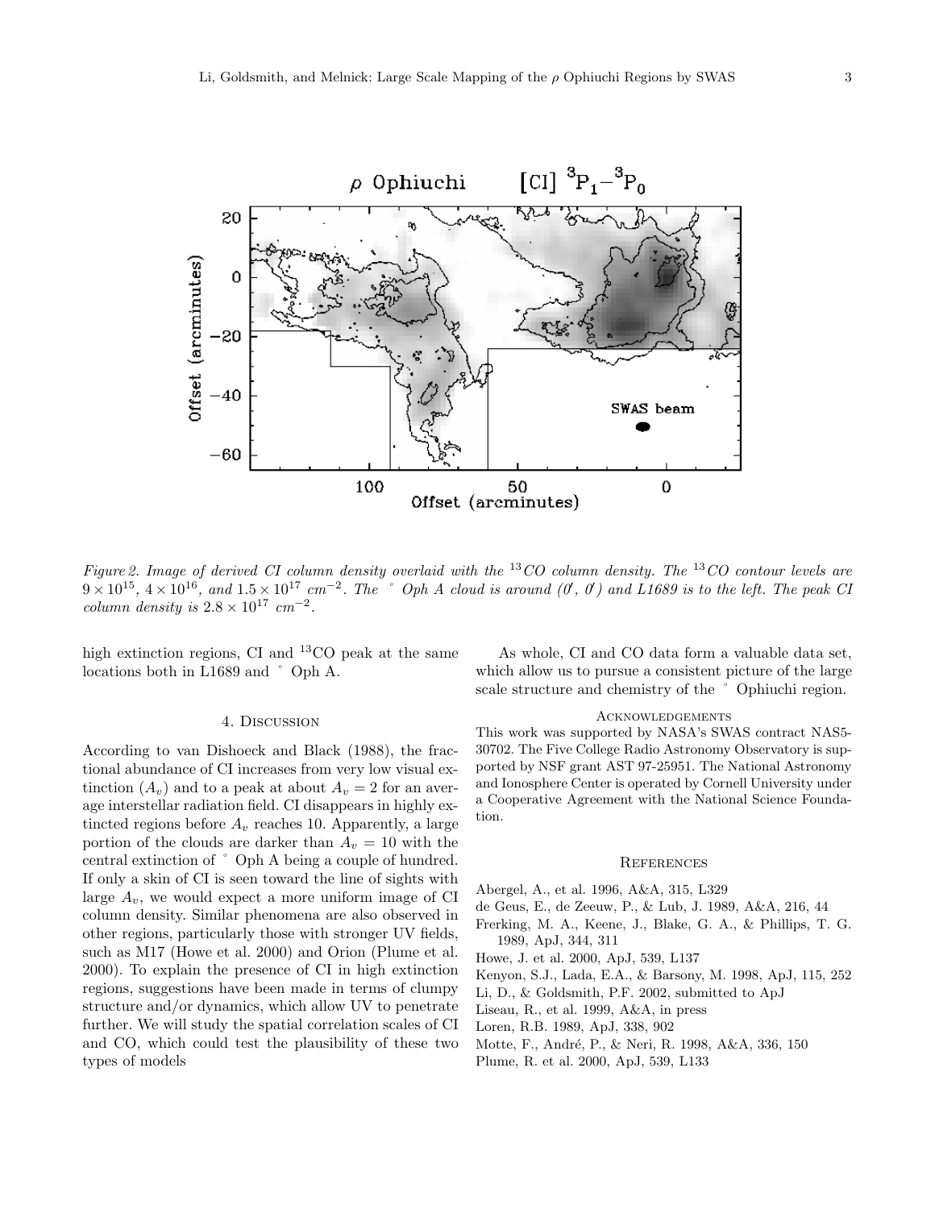Figure 2. Image of derived CI column density overlaid with the $^{13}CO$ column density. The $^{13}CO$ contour levels are $9 \times 10^{15}$, $4 \times 10^{16}$, and $1.5 \times 10^{17}$ $cm^{-2}$. The ˚ Oph A cloud is around (0′, 0′) and L1689 is to the left. The peak CI column density is $2.8 \times 10^{17}$ $cm^{-2}$.

high extinction regions, CI and $^{13}$CO peak at the same locations both in L1689 and ˚ Oph A.

## 4. Discussion

According to van Dishoeck and Black (1988), the fractional abundance of CI increases from very low visual extinction ($A_v$) and to a peak at about $A_v = 2$ for an average interstellar radiation field. CI disappears in highly extincted regions before $A_v$ reaches 10. Apparently, a large portion of the clouds are darker than $A_v = 10$ with the central extinction of ˚ Oph A being a couple of hundred. If only a skin of CI is seen toward the line of sights with large $A_v$, we would expect a more uniform image of CI column density. Similar phenomena are also observed in other regions, particularly those with stronger UV fields, such as M17 (Howe et al. 2000) and Orion (Plume et al. 2000). To explain the presence of CI in high extinction regions, suggestions have been made in terms of clumpy structure and/or dynamics, which allow UV to penetrate further. We will study the spatial correlation scales of CI and CO, which could test the plausibility of these two types of models

As whole, CI and CO data form a valuable data set, which allow us to pursue a consistent picture of the large scale structure and chemistry of the ˚ Ophiuchi region.

## Acknowledgements

This work was supported by NASA's SWAS contract NAS5-30702. The Five College Radio Astronomy Observatory is supported by NSF grant AST 97-25951. The National Astronomy and Ionosphere Center is operated by Cornell University under a Cooperative Agreement with the National Science Foundation.

## References

Abergel, A., et al. 1996, A&A, 315, L329

de Geus, E., de Zeeuw, P., & Lub, J. 1989, A&A, 216, 44

Frerking, M. A., Keene, J., Blake, G. A., & Phillips, T. G. 1989, ApJ, 344, 311

Howe, J. et al. 2000, ApJ, 539, L137

Kenyon, S.J., Lada, E.A., & Barsony, M. 1998, ApJ, 115, 252

Li, D., & Goldsmith, P.F. 2002, submitted to ApJ

Liseau, R., et al. 1999, A&A, in press

Loren, R.B. 1989, ApJ, 338, 902

Motte, F., André, P., & Neri, R. 1998, A&A, 336, 150

Plume, R. et al. 2000, ApJ, 539, L133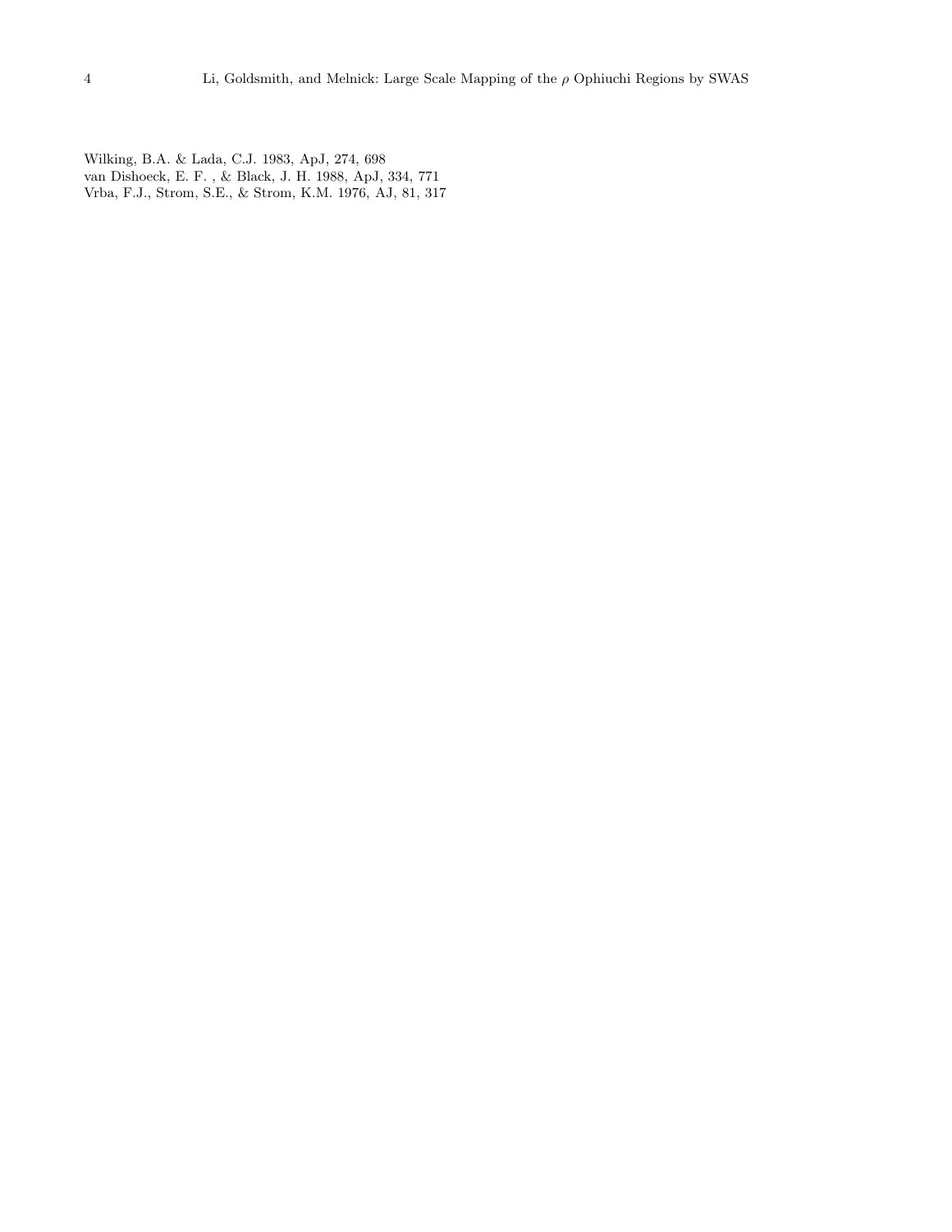Wilking, B.A. & Lada, C.J. 1983, ApJ, 274, 698
van Dishoeck, E. F. , & Black, J. H. 1988, ApJ, 334, 771
Vrba, F.J., Strom, S.E., & Strom, K.M. 1976, AJ, 81, 317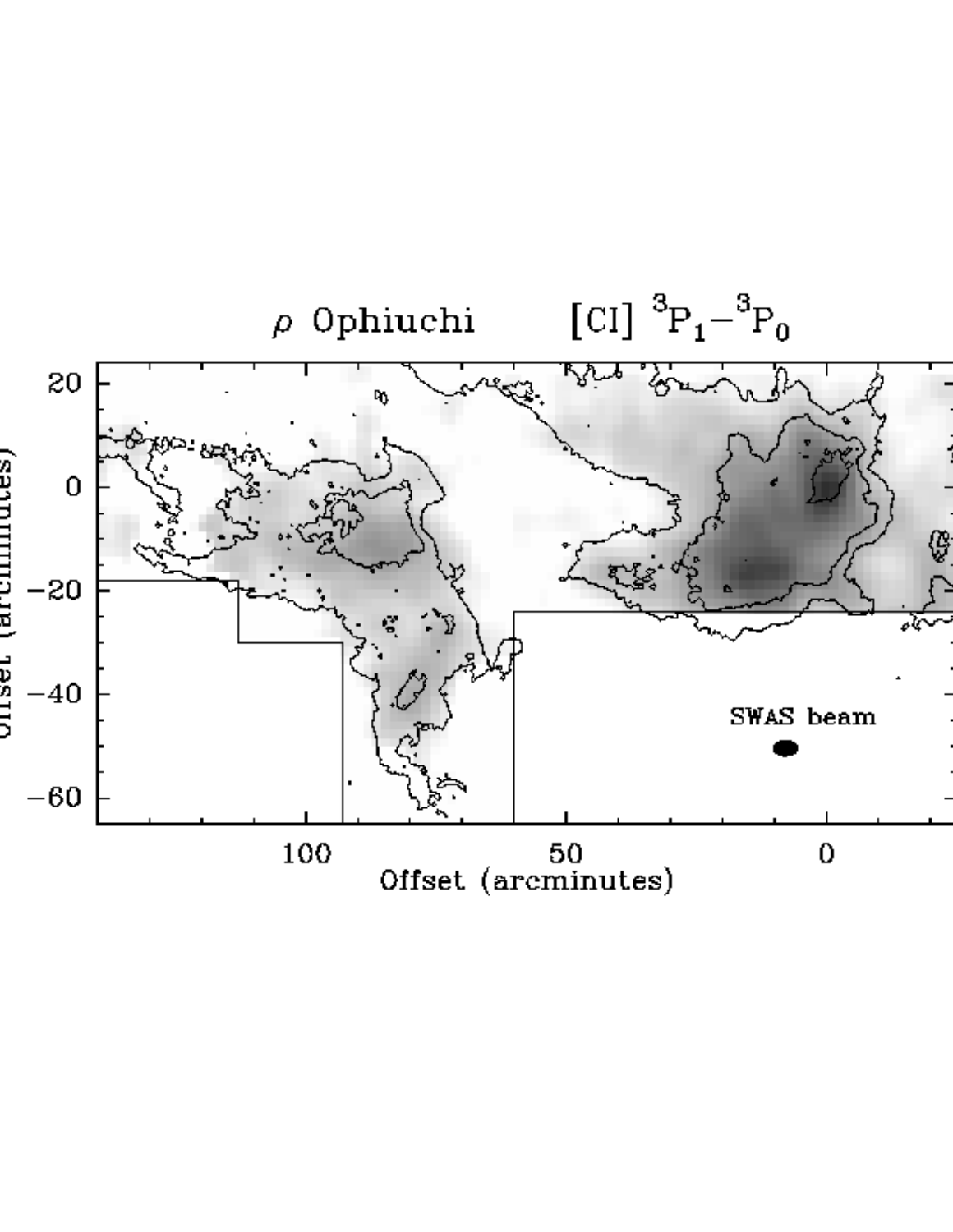$\rho$ Ophiuchi [CI] $^3P_1 - ^3P_0$

20

0

-20

-40

-60

Offset (arcminutes)

100

50

0

Offset (arcminutes)

SWAS beam